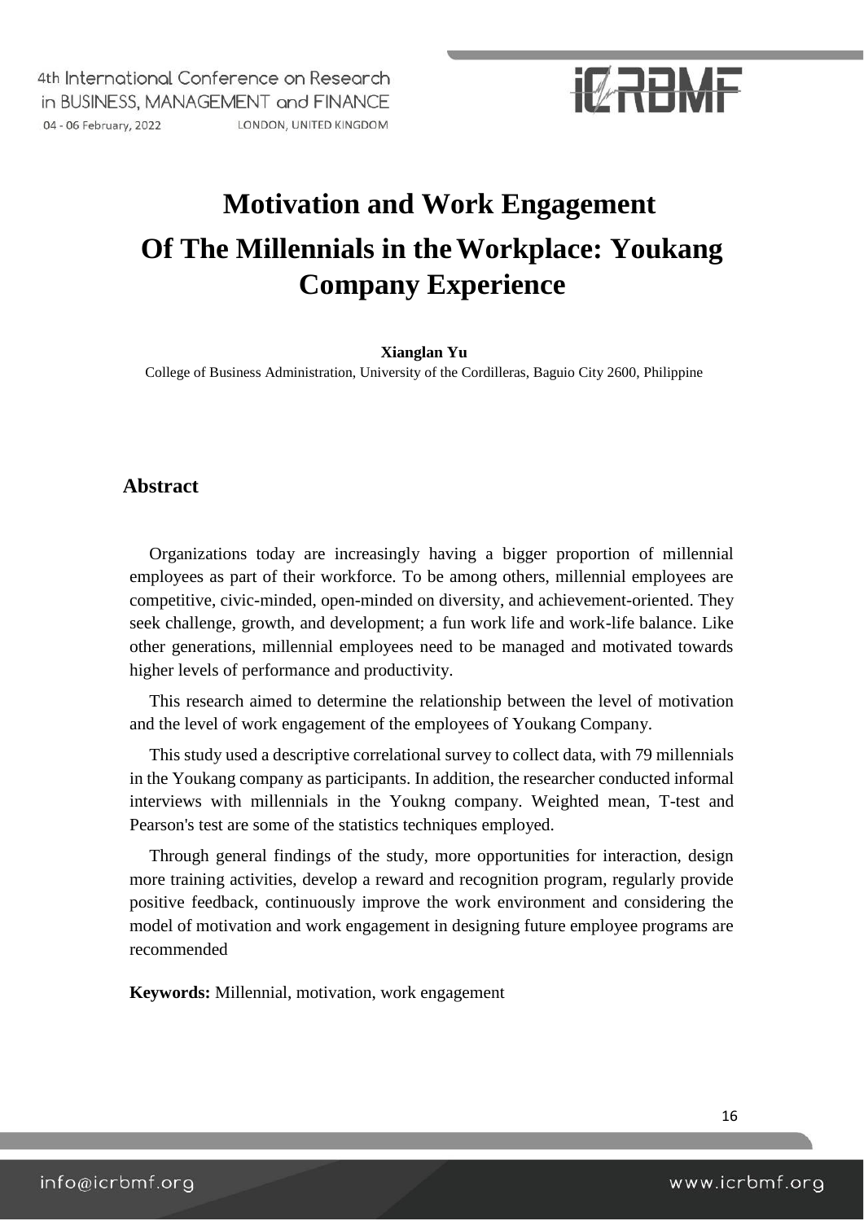# Motivation and Work Engagement Of The Millennials in the Workplace: Youkang Company Experience

**Xianglan Yu**

College of Business Administration, University of the Cordilleras, Baguio City 2600, Philippine

## Abstract

Organizations today are increasingly having a bigger proportion of millennial employees as part of their workforce. To be among others, millennial employees are competitive, civic-minded, open-minded on diversity, and achievement-oriented. They seek challenge, growth, and development; a fun work life and work-life balance. Like other generations, millennial employees need to be managed and motivated towards higher levels of performance and productivity.

This research aimed to determine the relationship between the level of motivation and the level of work engagement of the employees of Youkang Company.

This study used a descriptive correlational survey to collect data, with 79 millennials in the Youkang company as participants. In addition, the researcher conducted informal interviews with millennials in the Youkng company. Weighted mean, T-test and Pearson's test are some of the statistics techniques employed.

Through general findings of the study, more opportunities for interaction, design more training activities, develop a reward and recognition program, regularly provide positive feedback, continuously improve the work environment and considering the model of motivation and work engagement in designing future employee programs are recommended

**Keywords:** Millennial, motivation, work engagement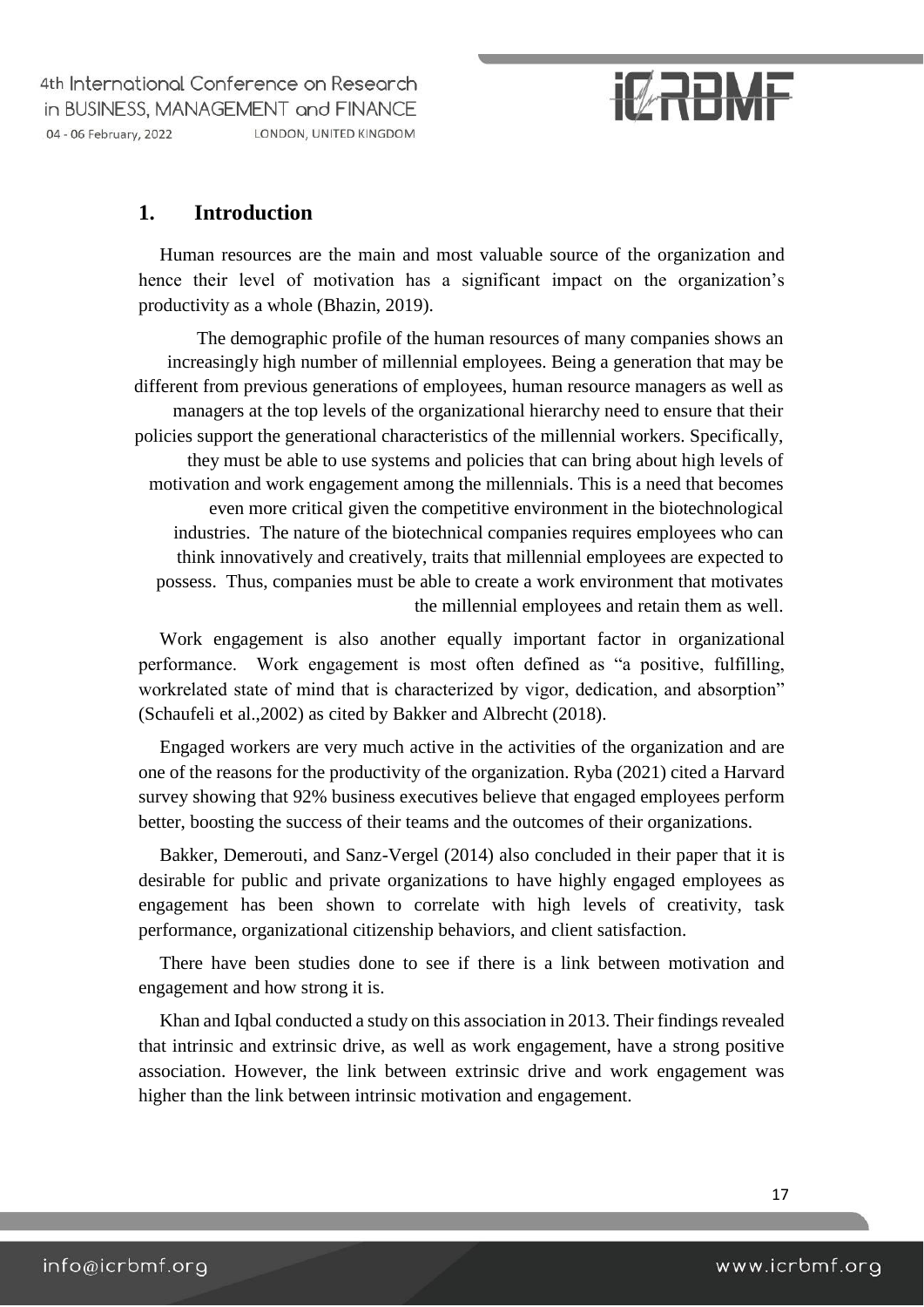## 1. Introduction

Human resources are the main and most valuable source of the organization and hence their level of motivation has a significant impact on the organization's productivity as a whole (Bhazin, 2019).

The demographic profile of the human resources of many companies shows an increasingly high number of millennial employees. Being a generation that may be different from previous generations of employees, human resource managers as well as managers at the top levels of the organizational hierarchy need to ensure that their policies support the generational characteristics of the millennial workers. Specifically, they must be able to use systems and policies that can bring about high levels of motivation and work engagement among the millennials. This is a need that becomes even more critical given the competitive environment in the biotechnological industries. The nature of the biotechnical companies requires employees who can think innovatively and creatively, traits that millennial employees are expected to possess. Thus, companies must be able to create a work environment that motivates the millennial employees and retain them as well.

Work engagement is also another equally important factor in organizational performance. Work engagement is most often defined as "a positive, fulfilling, workrelated state of mind that is characterized by vigor, dedication, and absorption" (Schaufeli et al.,2002) as cited by Bakker and Albrecht (2018).

Engaged workers are very much active in the activities of the organization and are one of the reasons for the productivity of the organization. Ryba (2021) cited a Harvard survey showing that 92% business executives believe that engaged employees perform better, boosting the success of their teams and the outcomes of their organizations.

Bakker, Demerouti, and Sanz-Vergel (2014) also concluded in their paper that it is desirable for public and private organizations to have highly engaged employees as engagement has been shown to correlate with high levels of creativity, task performance, organizational citizenship behaviors, and client satisfaction.

There have been studies done to see if there is a link between motivation and engagement and how strong it is.

Khan and Iqbal conducted a study on this association in 2013. Their findings revealed that intrinsic and extrinsic drive, as well as work engagement, have a strong positive association. However, the link between extrinsic drive and work engagement was higher than the link between intrinsic motivation and engagement.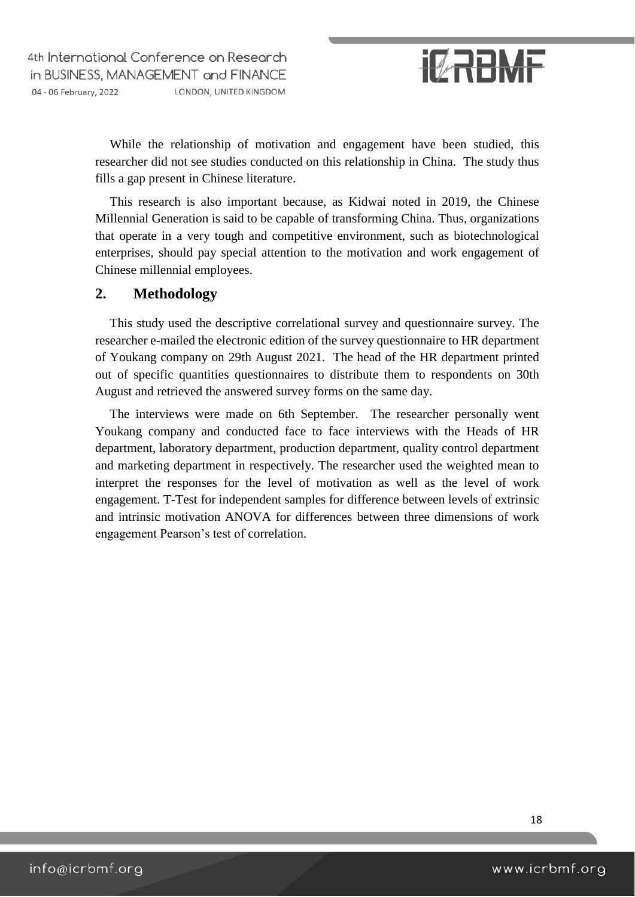While the relationship of motivation and engagement have been studied, this researcher did not see studies conducted on this relationship in China. The study thus fills a gap present in Chinese literature.

This research is also important because, as Kidwai noted in 2019, the Chinese Millennial Generation is said to be capable of transforming China. Thus, organizations that operate in a very tough and competitive environment, such as biotechnological enterprises, should pay special attention to the motivation and work engagement of Chinese millennial employees.

## 2. Methodology

This study used the descriptive correlational survey and questionnaire survey. The researcher e-mailed the electronic edition of the survey questionnaire to HR department of Youkang company on 29th August 2021. The head of the HR department printed out of specific quantities questionnaires to distribute them to respondents on 30th August and retrieved the answered survey forms on the same day.

The interviews were made on 6th September. The researcher personally went Youkang company and conducted face to face interviews with the Heads of HR department, laboratory department, production department, quality control department and marketing department in respectively. The researcher used the weighted mean to interpret the responses for the level of motivation as well as the level of work engagement. T-Test for independent samples for difference between levels of extrinsic and intrinsic motivation ANOVA for differences between three dimensions of work engagement Pearson's test of correlation.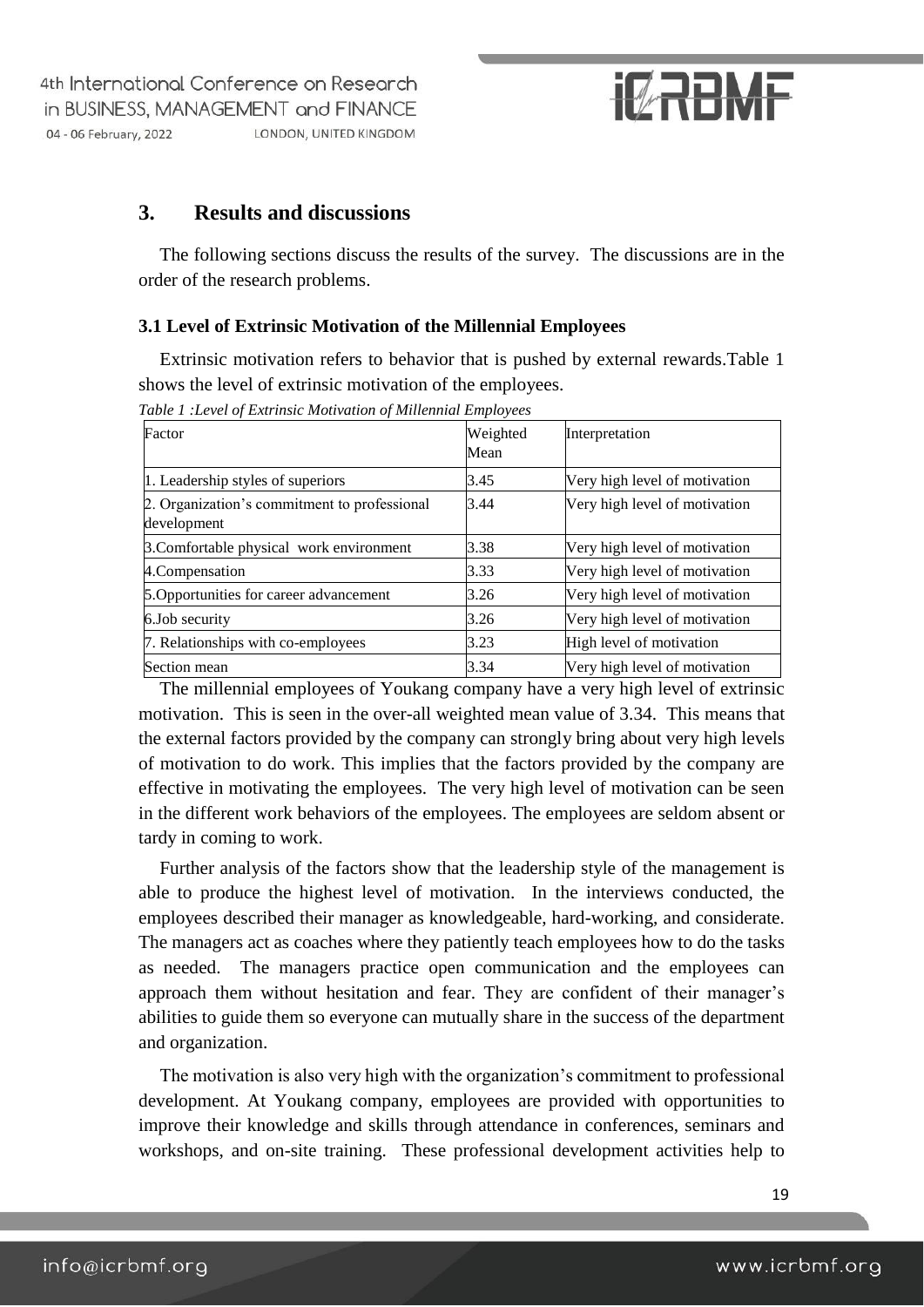## 3. Results and discussions

The following sections discuss the results of the survey. The discussions are in the order of the research problems.

### 3.1 Level of Extrinsic Motivation of the Millennial Employees

Extrinsic motivation refers to behavior that is pushed by external rewards.Table 1 shows the level of extrinsic motivation of the employees.

*Table 1 :Level of Extrinsic Motivation of Millennial Employees*

| Factor | Weighted Mean | Interpretation |
|---|---|---|
| 1. Leadership styles of superiors | 3.45 | Very high level of motivation |
| 2. Organization's commitment to professional development | 3.44 | Very high level of motivation |
| 3.Comfortable physical work environment | 3.38 | Very high level of motivation |
| 4.Compensation | 3.33 | Very high level of motivation |
| 5.Opportunities for career advancement | 3.26 | Very high level of motivation |
| 6.Job security | 3.26 | Very high level of motivation |
| 7. Relationships with co-employees | 3.23 | High level of motivation |
| Section mean | 3.34 | Very high level of motivation |

The millennial employees of Youkang company have a very high level of extrinsic motivation. This is seen in the over-all weighted mean value of 3.34. This means that the external factors provided by the company can strongly bring about very high levels of motivation to do work. This implies that the factors provided by the company are effective in motivating the employees. The very high level of motivation can be seen in the different work behaviors of the employees. The employees are seldom absent or tardy in coming to work.

Further analysis of the factors show that the leadership style of the management is able to produce the highest level of motivation. In the interviews conducted, the employees described their manager as knowledgeable, hard-working, and considerate. The managers act as coaches where they patiently teach employees how to do the tasks as needed. The managers practice open communication and the employees can approach them without hesitation and fear. They are confident of their manager's abilities to guide them so everyone can mutually share in the success of the department and organization.

The motivation is also very high with the organization's commitment to professional development. At Youkang company, employees are provided with opportunities to improve their knowledge and skills through attendance in conferences, seminars and workshops, and on-site training. These professional development activities help to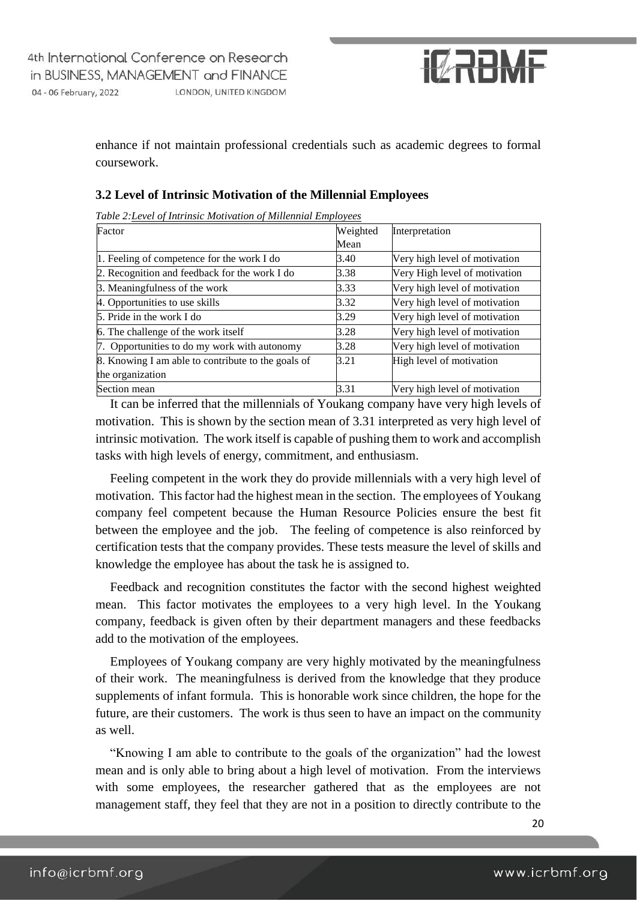enhance if not maintain professional credentials such as academic degrees to formal coursework.

### 3.2 Level of Intrinsic Motivation of the Millennial Employees

*Table 2:Level of Intrinsic Motivation of Millennial Employees*

| Factor | Weighted Mean | Interpretation |
|---|---|---|
| 1. Feeling of competence for the work I do | 3.40 | Very high level of motivation |
| 2. Recognition and feedback for the work I do | 3.38 | Very High level of motivation |
| 3. Meaningfulness of the work | 3.33 | Very high level of motivation |
| 4. Opportunities to use skills | 3.32 | Very high level of motivation |
| 5. Pride in the work I do | 3.29 | Very high level of motivation |
| 6. The challenge of the work itself | 3.28 | Very high level of motivation |
| 7. Opportunities to do my work with autonomy | 3.28 | Very high level of motivation |
| 8. Knowing I am able to contribute to the goals of the organization | 3.21 | High level of motivation |
| Section mean | 3.31 | Very high level of motivation |

It can be inferred that the millennials of Youkang company have very high levels of motivation. This is shown by the section mean of 3.31 interpreted as very high level of intrinsic motivation. The work itself is capable of pushing them to work and accomplish tasks with high levels of energy, commitment, and enthusiasm.

Feeling competent in the work they do provide millennials with a very high level of motivation. This factor had the highest mean in the section. The employees of Youkang company feel competent because the Human Resource Policies ensure the best fit between the employee and the job. The feeling of competence is also reinforced by certification tests that the company provides. These tests measure the level of skills and knowledge the employee has about the task he is assigned to.

Feedback and recognition constitutes the factor with the second highest weighted mean. This factor motivates the employees to a very high level. In the Youkang company, feedback is given often by their department managers and these feedbacks add to the motivation of the employees.

Employees of Youkang company are very highly motivated by the meaningfulness of their work. The meaningfulness is derived from the knowledge that they produce supplements of infant formula. This is honorable work since children, the hope for the future, are their customers. The work is thus seen to have an impact on the community as well.

"Knowing I am able to contribute to the goals of the organization" had the lowest mean and is only able to bring about a high level of motivation. From the interviews with some employees, the researcher gathered that as the employees are not management staff, they feel that they are not in a position to directly contribute to the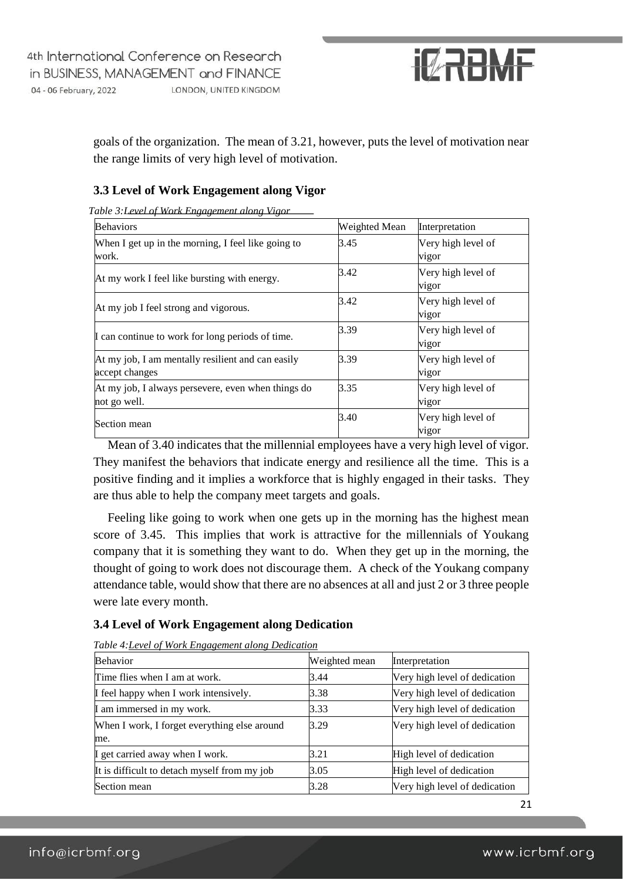goals of the organization. The mean of 3.21, however, puts the level of motivation near the range limits of very high level of motivation.

### 3.3 Level of Work Engagement along Vigor

*Table 3: Level of Work Engagement along Vigor*

| Behaviors | Weighted Mean | Interpretation |
|---|---|---|
| When I get up in the morning, I feel like going to work. | 3.45 | Very high level of vigor |
| At my work I feel like bursting with energy. | 3.42 | Very high level of vigor |
| At my job I feel strong and vigorous. | 3.42 | Very high level of vigor |
| I can continue to work for long periods of time. | 3.39 | Very high level of vigor |
| At my job, I am mentally resilient and can easily accept changes | 3.39 | Very high level of vigor |
| At my job, I always persevere, even when things do not go well. | 3.35 | Very high level of vigor |
| Section mean | 3.40 | Very high level of vigor |

Mean of 3.40 indicates that the millennial employees have a very high level of vigor. They manifest the behaviors that indicate energy and resilience all the time. This is a positive finding and it implies a workforce that is highly engaged in their tasks. They are thus able to help the company meet targets and goals.

Feeling like going to work when one gets up in the morning has the highest mean score of 3.45. This implies that work is attractive for the millennials of Youkang company that it is something they want to do. When they get up in the morning, the thought of going to work does not discourage them. A check of the Youkang company attendance table, would show that there are no absences at all and just 2 or 3 three people were late every month.

### 3.4 Level of Work Engagement along Dedication

*Table 4: Level of Work Engagement along Dedication*

| Behavior | Weighted mean | Interpretation |
|---|---|---|
| Time flies when I am at work. | 3.44 | Very high level of dedication |
| I feel happy when I work intensively. | 3.38 | Very high level of dedication |
| I am immersed in my work. | 3.33 | Very high level of dedication |
| When I work, I forget everything else around me. | 3.29 | Very high level of dedication |
| I get carried away when I work. | 3.21 | High level of dedication |
| It is difficult to detach myself from my job | 3.05 | High level of dedication |
| Section mean | 3.28 | Very high level of dedication |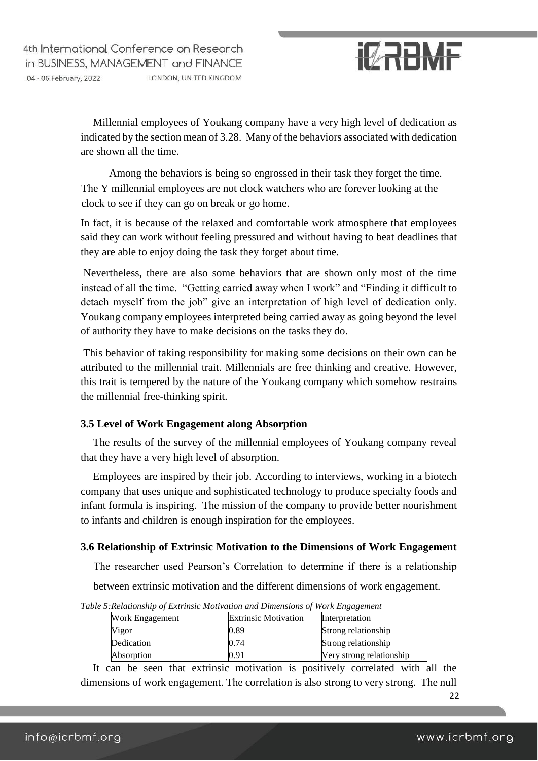Millennial employees of Youkang company have a very high level of dedication as indicated by the section mean of 3.28. Many of the behaviors associated with dedication are shown all the time.

Among the behaviors is being so engrossed in their task they forget the time. The Y millennial employees are not clock watchers who are forever looking at the clock to see if they can go on break or go home.

In fact, it is because of the relaxed and comfortable work atmosphere that employees said they can work without feeling pressured and without having to beat deadlines that they are able to enjoy doing the task they forget about time.

Nevertheless, there are also some behaviors that are shown only most of the time instead of all the time. "Getting carried away when I work" and "Finding it difficult to detach myself from the job" give an interpretation of high level of dedication only. Youkang company employees interpreted being carried away as going beyond the level of authority they have to make decisions on the tasks they do.

This behavior of taking responsibility for making some decisions on their own can be attributed to the millennial trait. Millennials are free thinking and creative. However, this trait is tempered by the nature of the Youkang company which somehow restrains the millennial free-thinking spirit.

### 3.5 Level of Work Engagement along Absorption

The results of the survey of the millennial employees of Youkang company reveal that they have a very high level of absorption.

Employees are inspired by their job. According to interviews, working in a biotech company that uses unique and sophisticated technology to produce specialty foods and infant formula is inspiring. The mission of the company to provide better nourishment to infants and children is enough inspiration for the employees.

### 3.6 Relationship of Extrinsic Motivation to the Dimensions of Work Engagement

The researcher used Pearson's Correlation to determine if there is a relationship between extrinsic motivation and the different dimensions of work engagement.

*Table 5:Relationship of Extrinsic Motivation and Dimensions of Work Engagement*

| Work Engagement | Extrinsic Motivation | Interpretation |
|---|---|---|
| Vigor | 0.89 | Strong relationship |
| Dedication | 0.74 | Strong relationship |
| Absorption | 0.91 | Very strong relationship |

It can be seen that extrinsic motivation is positively correlated with all the dimensions of work engagement. The correlation is also strong to very strong. The null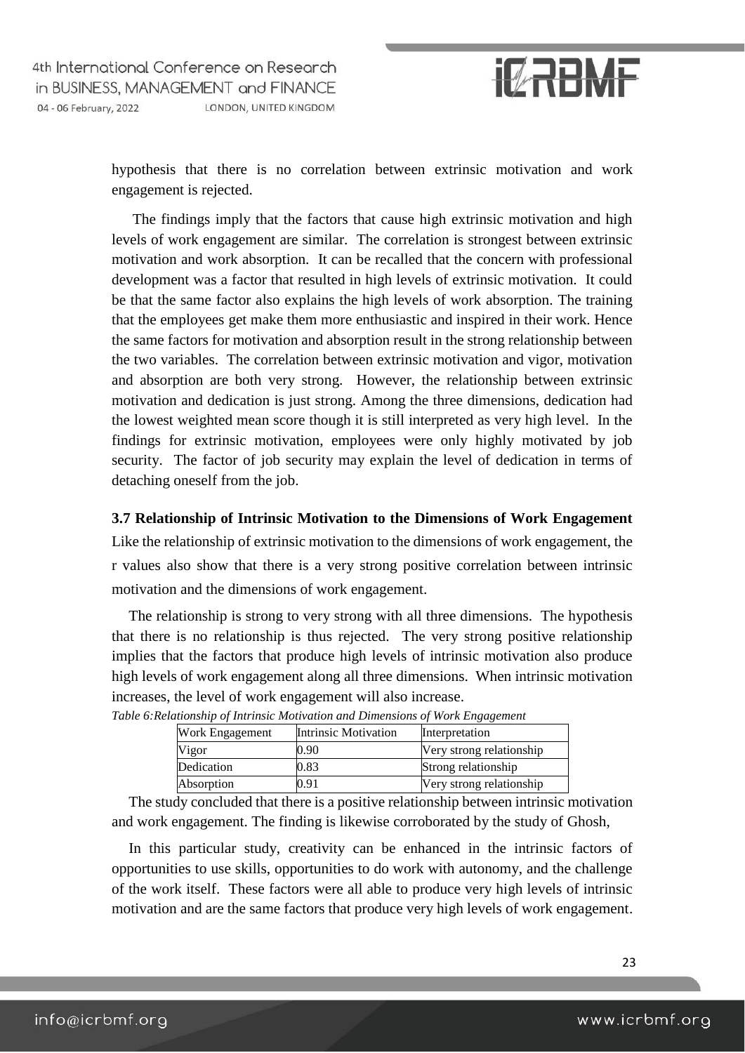hypothesis that there is no correlation between extrinsic motivation and work engagement is rejected.

The findings imply that the factors that cause high extrinsic motivation and high levels of work engagement are similar. The correlation is strongest between extrinsic motivation and work absorption. It can be recalled that the concern with professional development was a factor that resulted in high levels of extrinsic motivation. It could be that the same factor also explains the high levels of work absorption. The training that the employees get make them more enthusiastic and inspired in their work. Hence the same factors for motivation and absorption result in the strong relationship between the two variables. The correlation between extrinsic motivation and vigor, motivation and absorption are both very strong. However, the relationship between extrinsic motivation and dedication is just strong. Among the three dimensions, dedication had the lowest weighted mean score though it is still interpreted as very high level. In the findings for extrinsic motivation, employees were only highly motivated by job security. The factor of job security may explain the level of dedication in terms of detaching oneself from the job.

### 3.7 Relationship of Intrinsic Motivation to the Dimensions of Work Engagement

Like the relationship of extrinsic motivation to the dimensions of work engagement, the r values also show that there is a very strong positive correlation between intrinsic motivation and the dimensions of work engagement.

The relationship is strong to very strong with all three dimensions. The hypothesis that there is no relationship is thus rejected. The very strong positive relationship implies that the factors that produce high levels of intrinsic motivation also produce high levels of work engagement along all three dimensions. When intrinsic motivation increases, the level of work engagement will also increase.

*Table 6:Relationship of Intrinsic Motivation and Dimensions of Work Engagement*

| Work Engagement | Intrinsic Motivation | Interpretation |
|---|---|---|
| Vigor | 0.90 | Very strong relationship |
| Dedication | 0.83 | Strong relationship |
| Absorption | 0.91 | Very strong relationship |

The study concluded that there is a positive relationship between intrinsic motivation and work engagement. The finding is likewise corroborated by the study of Ghosh,

In this particular study, creativity can be enhanced in the intrinsic factors of opportunities to use skills, opportunities to do work with autonomy, and the challenge of the work itself. These factors were all able to produce very high levels of intrinsic motivation and are the same factors that produce very high levels of work engagement.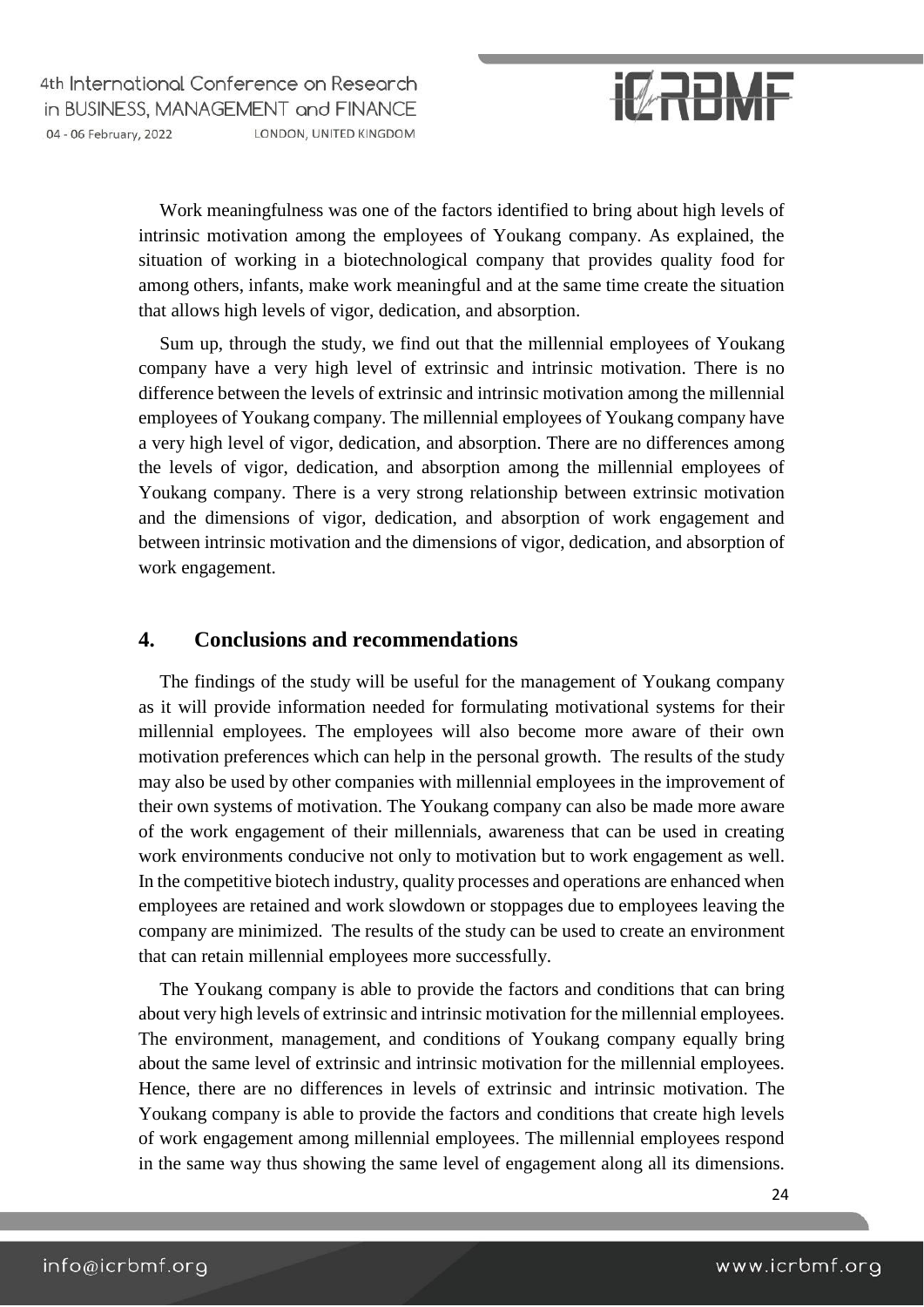Work meaningfulness was one of the factors identified to bring about high levels of intrinsic motivation among the employees of Youkang company. As explained, the situation of working in a biotechnological company that provides quality food for among others, infants, make work meaningful and at the same time create the situation that allows high levels of vigor, dedication, and absorption.

Sum up, through the study, we find out that the millennial employees of Youkang company have a very high level of extrinsic and intrinsic motivation. There is no difference between the levels of extrinsic and intrinsic motivation among the millennial employees of Youkang company. The millennial employees of Youkang company have a very high level of vigor, dedication, and absorption. There are no differences among the levels of vigor, dedication, and absorption among the millennial employees of Youkang company. There is a very strong relationship between extrinsic motivation and the dimensions of vigor, dedication, and absorption of work engagement and between intrinsic motivation and the dimensions of vigor, dedication, and absorption of work engagement.

## 4. Conclusions and recommendations

The findings of the study will be useful for the management of Youkang company as it will provide information needed for formulating motivational systems for their millennial employees. The employees will also become more aware of their own motivation preferences which can help in the personal growth. The results of the study may also be used by other companies with millennial employees in the improvement of their own systems of motivation. The Youkang company can also be made more aware of the work engagement of their millennials, awareness that can be used in creating work environments conducive not only to motivation but to work engagement as well. In the competitive biotech industry, quality processes and operations are enhanced when employees are retained and work slowdown or stoppages due to employees leaving the company are minimized. The results of the study can be used to create an environment that can retain millennial employees more successfully.

The Youkang company is able to provide the factors and conditions that can bring about very high levels of extrinsic and intrinsic motivation for the millennial employees. The environment, management, and conditions of Youkang company equally bring about the same level of extrinsic and intrinsic motivation for the millennial employees. Hence, there are no differences in levels of extrinsic and intrinsic motivation. The Youkang company is able to provide the factors and conditions that create high levels of work engagement among millennial employees. The millennial employees respond in the same way thus showing the same level of engagement along all its dimensions.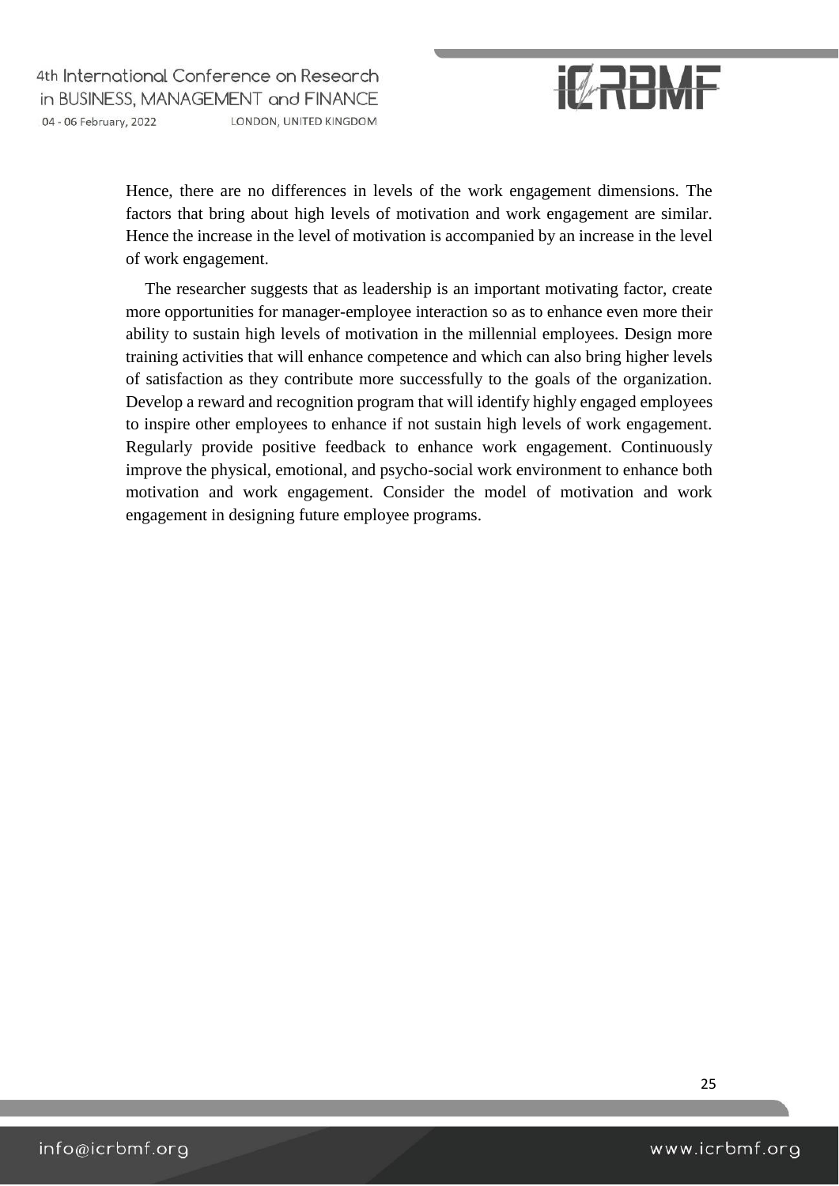Hence, there are no differences in levels of the work engagement dimensions. The factors that bring about high levels of motivation and work engagement are similar. Hence the increase in the level of motivation is accompanied by an increase in the level of work engagement.

The researcher suggests that as leadership is an important motivating factor, create more opportunities for manager-employee interaction so as to enhance even more their ability to sustain high levels of motivation in the millennial employees. Design more training activities that will enhance competence and which can also bring higher levels of satisfaction as they contribute more successfully to the goals of the organization. Develop a reward and recognition program that will identify highly engaged employees to inspire other employees to enhance if not sustain high levels of work engagement. Regularly provide positive feedback to enhance work engagement. Continuously improve the physical, emotional, and psycho-social work environment to enhance both motivation and work engagement. Consider the model of motivation and work engagement in designing future employee programs.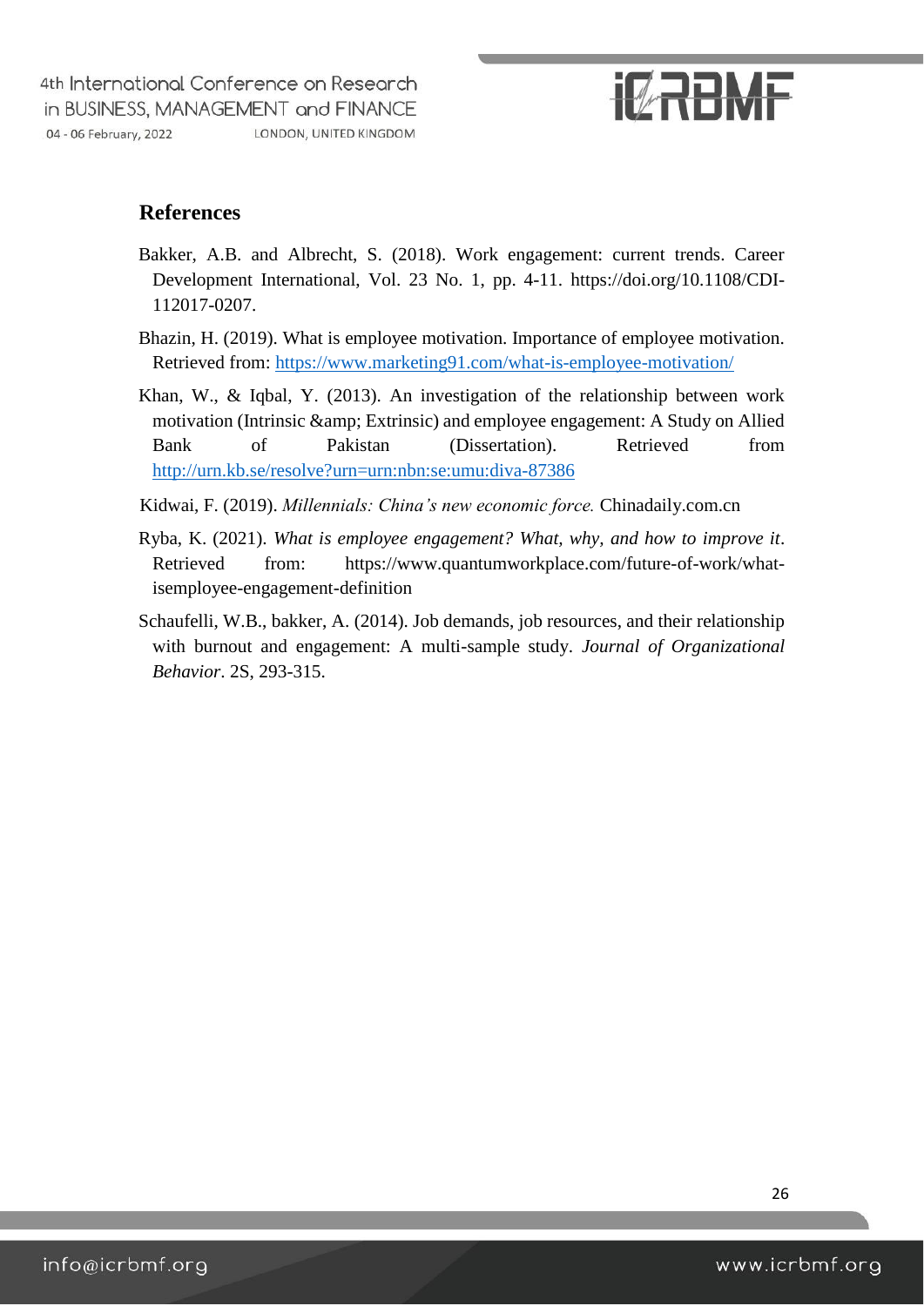## References

Bakker, A.B. and Albrecht, S. (2018). Work engagement: current trends. Career Development International, Vol. 23 No. 1, pp. 4-11. https://doi.org/10.1108/CDI-112017-0207.

Bhazin, H. (2019). What is employee motivation. Importance of employee motivation. Retrieved from: https://www.marketing91.com/what-is-employee-motivation/

Khan, W., & Iqbal, Y. (2013). An investigation of the relationship between work motivation (Intrinsic &amp; Extrinsic) and employee engagement: A Study on Allied Bank of Pakistan (Dissertation). Retrieved from http://urn.kb.se/resolve?urn=urn:nbn:se:umu:diva-87386

Kidwai, F. (2019). *Millennials: China's new economic force.* Chinadaily.com.cn

Ryba, K. (2021). *What is employee engagement? What, why, and how to improve it*. Retrieved from: https://www.quantumworkplace.com/future-of-work/what-isemployee-engagement-definition

Schaufelli, W.B., bakker, A. (2014). Job demands, job resources, and their relationship with burnout and engagement: A multi-sample study. *Journal of Organizational Behavior*. 2S, 293-315.